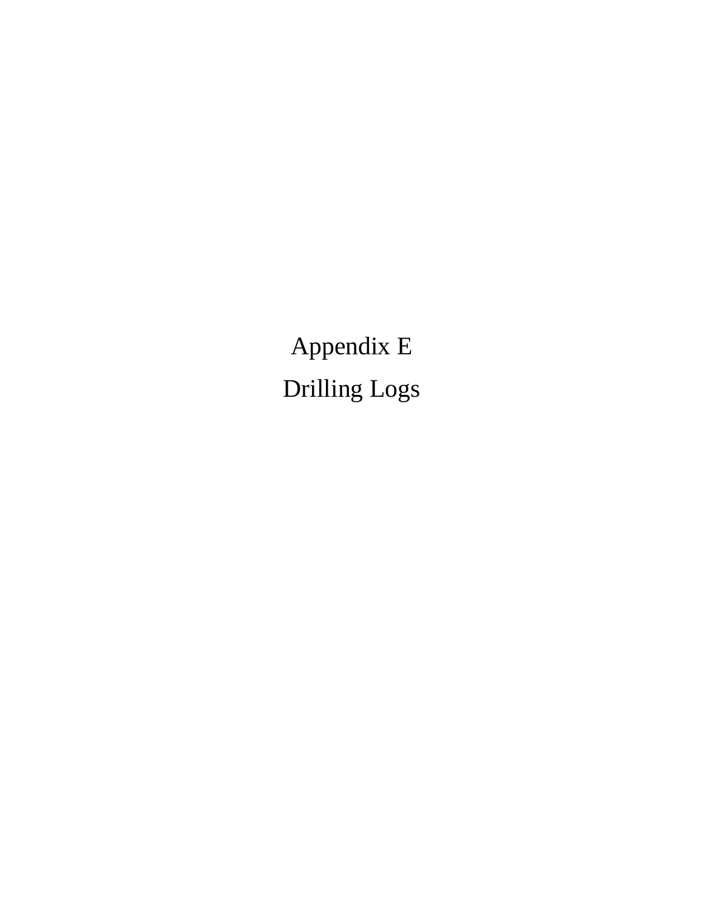# Appendix E

# Drilling Logs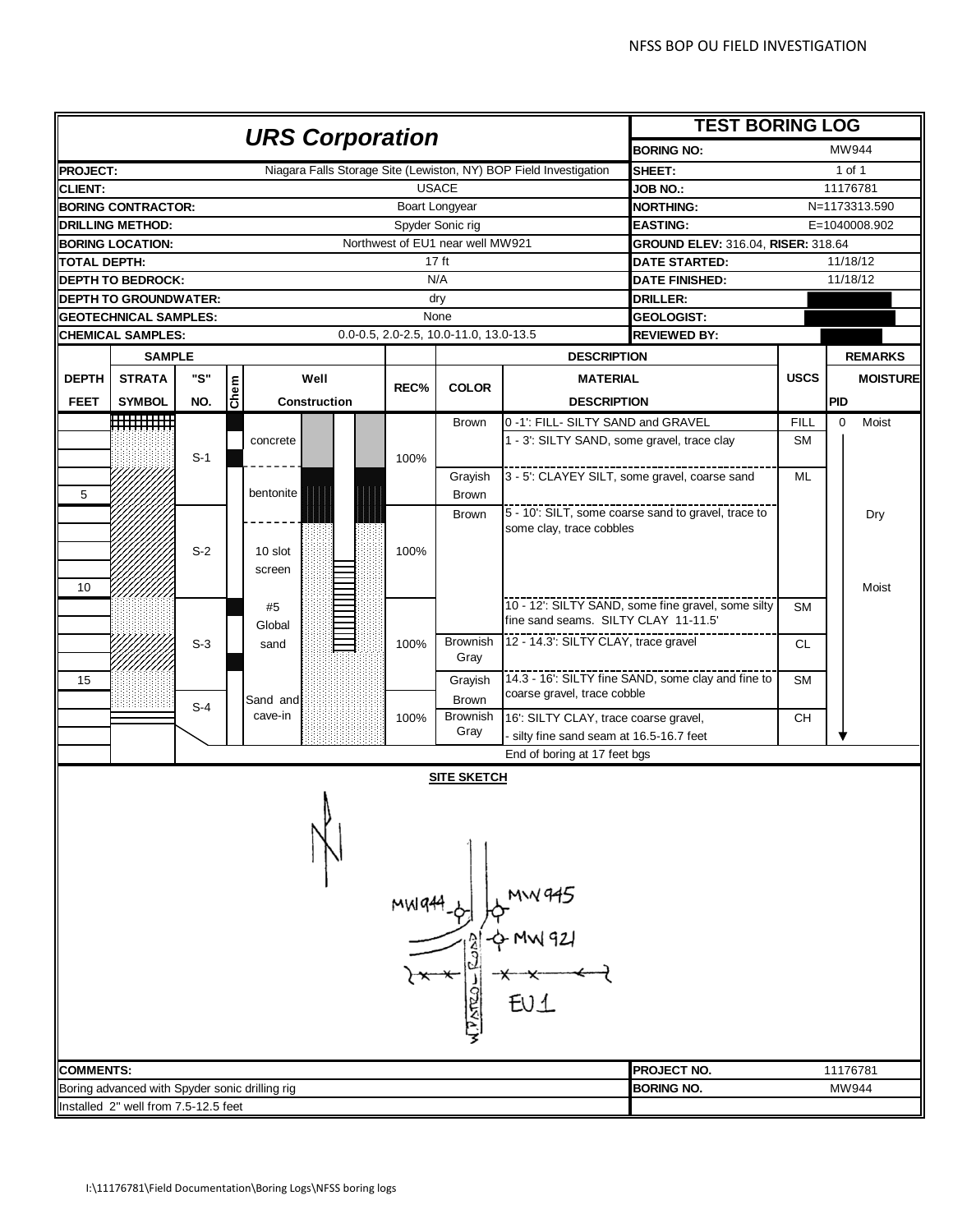# URS Corporation

## TEST BORING LOG

| | |
|---|---|
| **BORING NO:** | MW944 |
| **SHEET:** | 1 of 1 |
| **JOB NO.:** | 11176781 |
| **NORTHING:** | N=1173313.590 |
| **EASTING:** | E=1040008.902 |
| **GROUND ELEV:** 316.04, **RISER:** 318.64 | |
| **DATE STARTED:** | 11/18/12 |
| **DATE FINISHED:** | 11/18/12 |
| **DRILLER:** | |
| **GEOLOGIST:** | |
| **REVIEWED BY:** | |

| | |
|---|---|
| **PROJECT:** | Niagara Falls Storage Site (Lewiston, NY) BOP Field Investigation |
| **CLIENT:** | USACE |
| **BORING CONTRACTOR:** | Boart Longyear |
| **DRILLING METHOD:** | Spyder Sonic rig |
| **BORING LOCATION:** | Northwest of EU1 near well MW921 |
| **TOTAL DEPTH:** | 17 ft |
| **DEPTH TO BEDROCK:** | N/A |
| **DEPTH TO GROUNDWATER:** | dry |
| **GEOTECHNICAL SAMPLES:** | None |
| **CHEMICAL SAMPLES:** | 0.0-0.5, 2.0-2.5, 10.0-11.0, 13.0-13.5 |

| DEPTH FEET | "S" NO. | Well Construction | REC% | COLOR | MATERIAL DESCRIPTION | USCS | PID | MOISTURE |
|---|---|---|---|---|---|---|---|---|
| | S-1 | concrete | 100% | Brown | 0 -1': FILL- SILTY SAND and GRAVEL | FILL | 0 | Moist |
| | | | | | 1 - 3': SILTY SAND, some gravel, trace clay | SM | | |
| 5 | | bentonite | | Grayish Brown | 3 - 5': CLAYEY SILT, some gravel, coarse sand | ML | | |
| | S-2 | 10 slot screen | 100% | Brown | 5 - 10': SILT, some coarse sand to gravel, trace to some clay, trace cobbles | | | Dry |
| 10 | | | | | | | | Moist |
| | S-3 | #5 Global sand | 100% | | 10 - 12': SILTY SAND, some fine gravel, some silty fine sand seams. SILTY CLAY 11-11.5' | SM | | |
| | | | | Brownish Gray | 12 - 14.3': SILTY CLAY, trace gravel | CL | | |
| 15 | S-4 | Sand and cave-in | 100% | Grayish Brown | 14.3 - 16': SILTY fine SAND, some clay and fine to coarse gravel, trace cobble | SM | | |
| | | | | Brownish Gray | 16': SILTY CLAY, trace coarse gravel, - silty fine sand seam at 16.5-16.7 feet | CH | | |
| | | | | | End of boring at 17 feet bgs | | | |

### SITE SKETCH

MW944, MW945, MW921, EU1

**COMMENTS:**

Boring advanced with Spyder sonic drilling rig

Installed 2" well from 7.5-12.5 feet

**PROJECT NO.** 11176781

**BORING NO.** MW944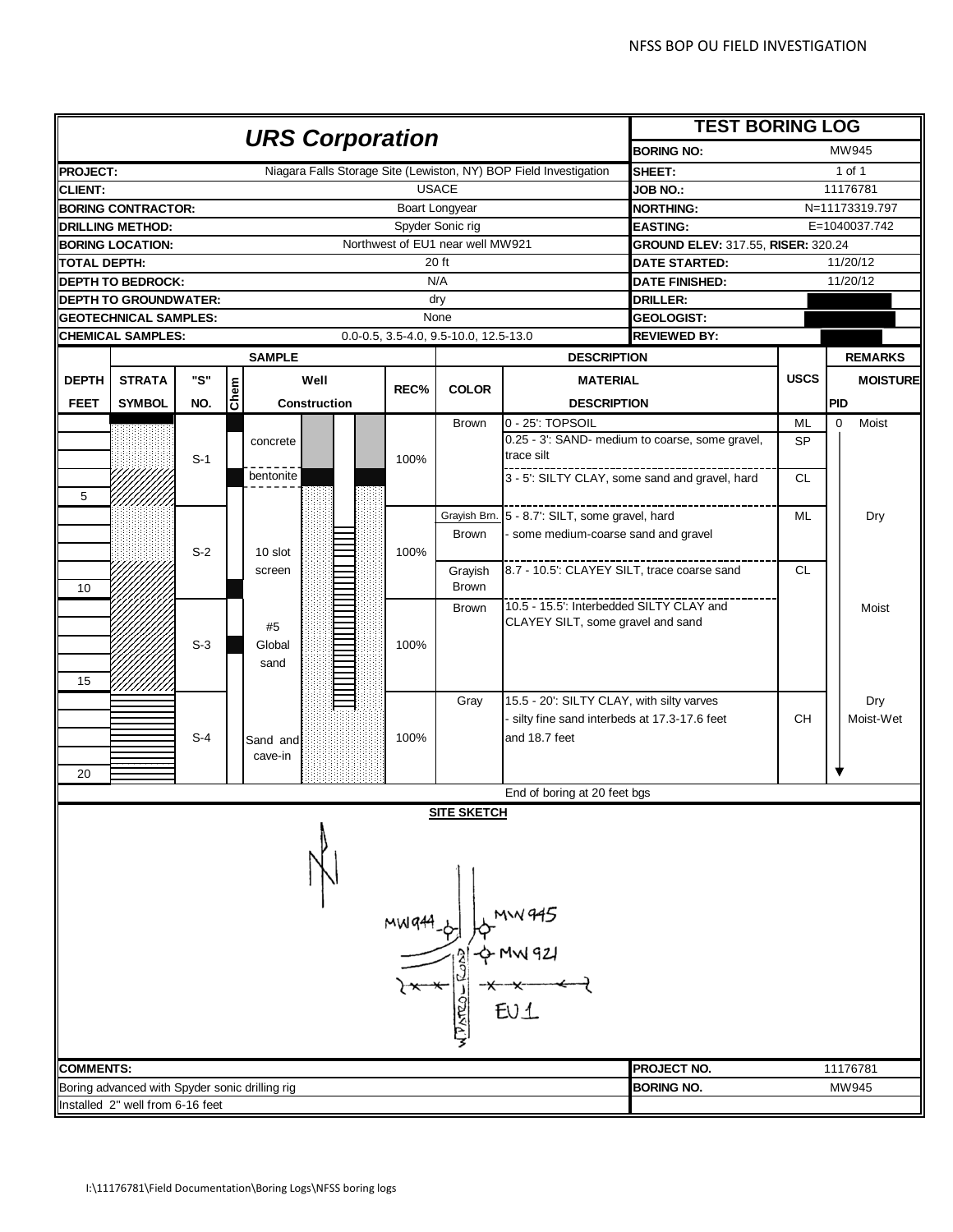# URS Corporation

## TEST BORING LOG

| | | | |
|---|---|---|---|
| **PROJECT:** | Niagara Falls Storage Site (Lewiston, NY) BOP Field Investigation | **BORING NO:** | MW945 |
| **CLIENT:** | USACE | **SHEET:** | 1 of 1 |
| **BORING CONTRACTOR:** | Boart Longyear | **JOB NO.:** | 11176781 |
| **DRILLING METHOD:** | Spyder Sonic rig | **NORTHING:** | N=11173319.797 |
| **BORING LOCATION:** | Northwest of EU1 near well MW921 | **EASTING:** | E=1040037.742 |
| **TOTAL DEPTH:** | 20 ft | **GROUND ELEV:** 317.55, **RISER:** 320.24 | |
| **DEPTH TO BEDROCK:** | N/A | **DATE STARTED:** | 11/20/12 |
| **DEPTH TO GROUNDWATER:** | dry | **DATE FINISHED:** | 11/20/12 |
| **GEOTECHNICAL SAMPLES:** | None | **DRILLER:** | |
| **CHEMICAL SAMPLES:** | 0.0-0.5, 3.5-4.0, 9.5-10.0, 12.5-13.0 | **GEOLOGIST:** | |
| | | **REVIEWED BY:** | |

| DEPTH FEET | "S" NO. | Chem | Well Construction | REC% | COLOR | MATERIAL DESCRIPTION | USCS | PID | MOISTURE |
|---|---|---|---|---|---|---|---|---|---|
| 0–5 | S-1 | ■ | concrete / bentonite | 100% | Brown | 0 - 25': TOPSOIL | ML | 0 | Moist |
| | | | | | | 0.25 - 3': SAND- medium to coarse, some gravel, trace silt | SP | | |
| | | ■ | | | | 3 - 5': SILTY CLAY, some sand and gravel, hard | CL | | |
| 5–10 | S-2 | | 10 slot screen | 100% | Grayish Brn. | 5 - 8.7': SILT, some gravel, hard | ML | | Dry |
| | | | | | Brown | - some medium-coarse sand and gravel | | | |
| | | ■ | | | Grayish Brown | 8.7 - 10.5': CLAYEY SILT, trace coarse sand | CL | | |
| 10–15 | S-3 | ■ | #5 Global sand | 100% | Brown | 10.5 - 15.5': Interbedded SILTY CLAY and CLAYEY SILT, some gravel and sand | | | Moist |
| 15–20 | S-4 | | Sand and cave-in | 100% | Gray | 15.5 - 20': SILTY CLAY, with silty varves | | | Dry |
| | | | | | | - silty fine sand interbeds at 17.3-17.6 feet and 18.7 feet | CH | | Moist-Wet |

End of boring at 20 feet bgs

**SITE SKETCH**

MW944, MW945, MW921, EU1, PATROL ROAD

**COMMENTS:**

Boring advanced with Spyder sonic drilling rig

Installed 2" well from 6-16 feet

| | |
|---|---|
| **PROJECT NO.** | 11176781 |
| **BORING NO.** | MW945 |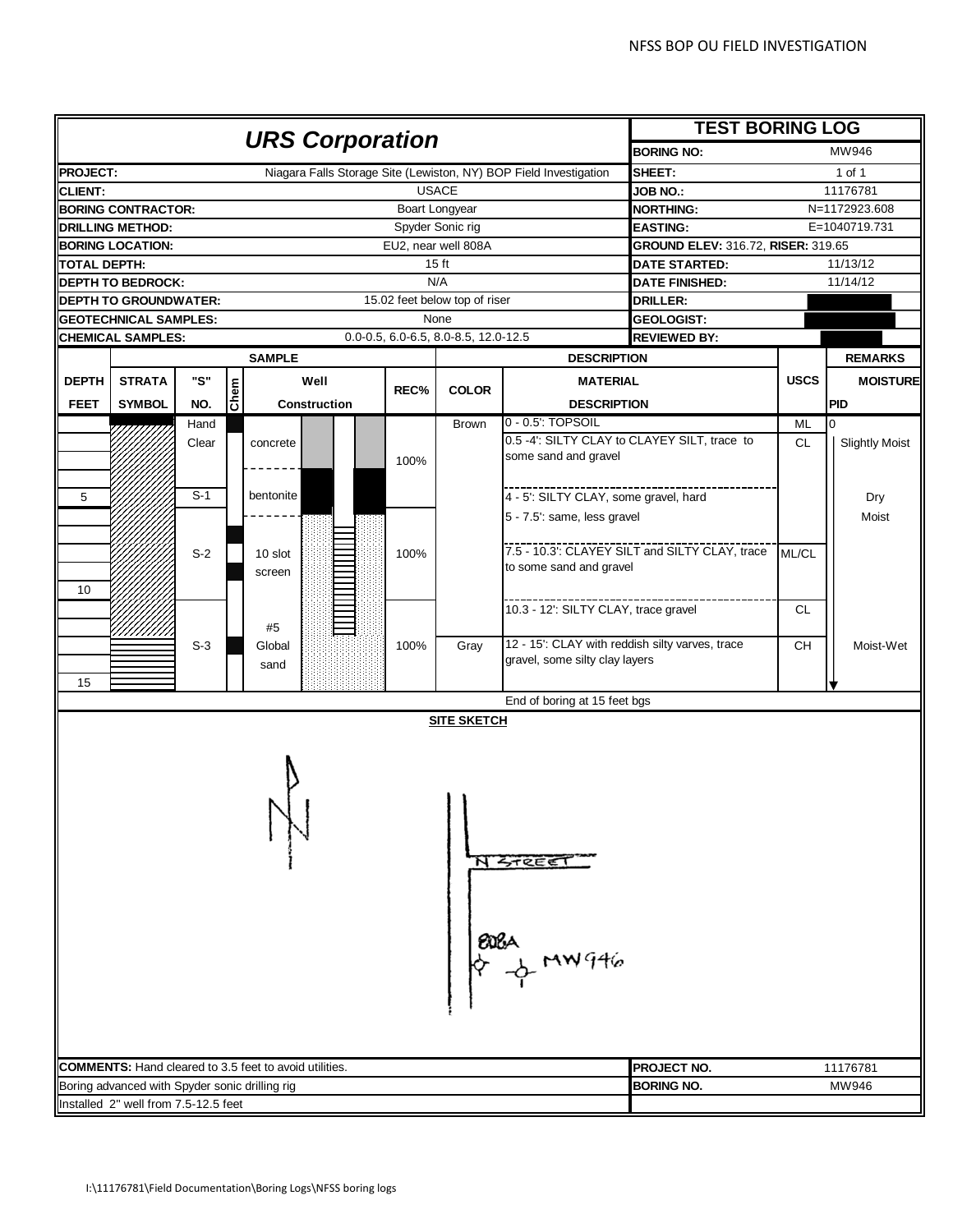## URS Corporation

## TEST BORING LOG

| | |
|---|---|
| **BORING NO:** | MW946 |
| **PROJECT:** | Niagara Falls Storage Site (Lewiston, NY) BOP Field Investigation |
| **SHEET:** | 1 of 1 |
| **CLIENT:** | USACE |
| **JOB NO.:** | 11176781 |
| **BORING CONTRACTOR:** | Boart Longyear |
| **NORTHING:** | N=1172923.608 |
| **DRILLING METHOD:** | Spyder Sonic rig |
| **EASTING:** | E=1040719.731 |
| **BORING LOCATION:** | EU2, near well 808A |
| **GROUND ELEV:** | 316.72, **RISER:** 319.65 |
| **TOTAL DEPTH:** | 15 ft |
| **DATE STARTED:** | 11/13/12 |
| **DEPTH TO BEDROCK:** | N/A |
| **DATE FINISHED:** | 11/14/12 |
| **DEPTH TO GROUNDWATER:** | 15.02 feet below top of riser |
| **DRILLER:** | |
| **GEOTECHNICAL SAMPLES:** | None |
| **GEOLOGIST:** | |
| **CHEMICAL SAMPLES:** | 0.0-0.5, 6.0-6.5, 8.0-8.5, 12.0-12.5 |
| **REVIEWED BY:** | |

| DEPTH FEET | STRATA SYMBOL | "S" NO. | Chem | Well Construction | REC% | COLOR | MATERIAL DESCRIPTION | USCS | REMARKS MOISTURE / PID |
|---|---|---|---|---|---|---|---|---|---|
| | | Hand Clear | | concrete | 100% | Brown | 0 - 0.5': TOPSOIL | ML | 0 |
| | | | | | | | 0.5 -4': SILTY CLAY to CLAYEY SILT, trace to some sand and gravel | CL | Slightly Moist |
| 5 | | S-1 | | bentonite | | | 4 - 5': SILTY CLAY, some gravel, hard | | Dry |
| | | | | | | | 5 - 7.5': same, less gravel | | Moist |
| | | S-2 | | 10 slot screen | 100% | | 7.5 - 10.3': CLAYEY SILT and SILTY CLAY, trace to some sand and gravel | ML/CL | |
| 10 | | | | | | | 10.3 - 12': SILTY CLAY, trace gravel | CL | |
| | | S-3 | | #5 Global sand | 100% | Gray | 12 - 15': CLAY with reddish silty varves, trace gravel, some silty clay layers | CH | Moist-Wet |
| 15 | | | | | | | | | |

End of boring at 15 feet bgs

### SITE SKETCH

N STREET

808A

MW946

**COMMENTS:** Hand cleared to 3.5 feet to avoid utilities.
Boring advanced with Spyder sonic drilling rig
Installed 2" well from 7.5-12.5 feet

**PROJECT NO.** 11176781
**BORING NO.** MW946

I:\11176781\Field Documentation\Boring Logs\NFSS boring logs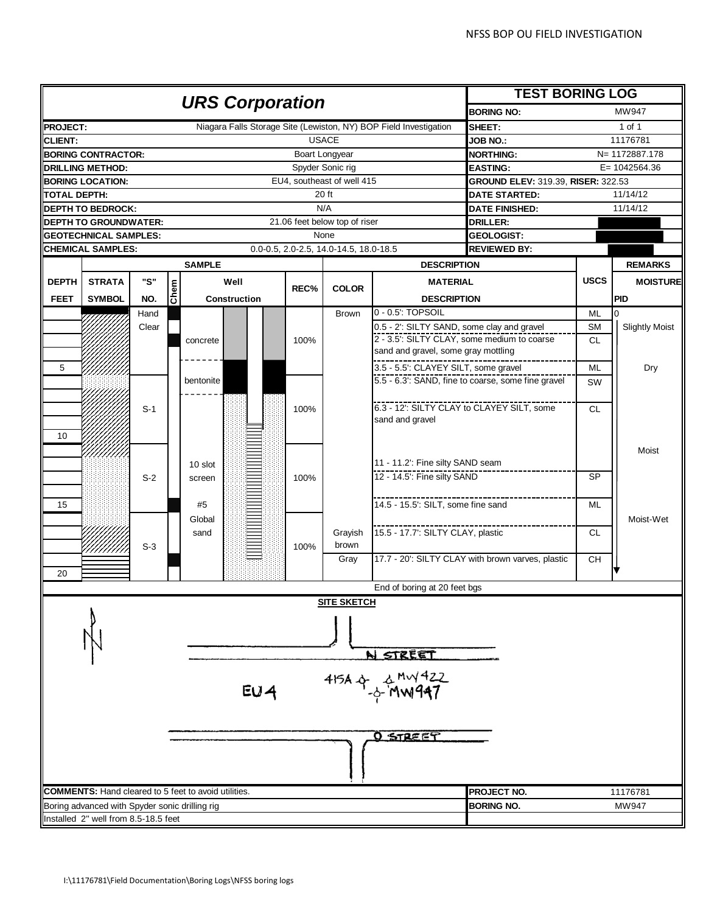# URS Corporation

## TEST BORING LOG

| | | | |
|---|---|---|---|
| **PROJECT:** | Niagara Falls Storage Site (Lewiston, NY) BOP Field Investigation | **BORING NO:** | MW947 |
| **CLIENT:** | USACE | **SHEET:** | 1 of 1 |
| **BORING CONTRACTOR:** | Boart Longyear | **JOB NO.:** | 11176781 |
| **DRILLING METHOD:** | Spyder Sonic rig | **NORTHING:** | N= 1172887.178 |
| **BORING LOCATION:** | EU4, southeast of well 415 | **EASTING:** | E= 1042564.36 |
| **TOTAL DEPTH:** | 20 ft | **GROUND ELEV:** 319.39, **RISER:** 322.53 | |
| **DEPTH TO BEDROCK:** | N/A | **DATE STARTED:** | 11/14/12 |
| **DEPTH TO GROUNDWATER:** | 21.06 feet below top of riser | **DATE FINISHED:** | 11/14/12 |
| **GEOTECHNICAL SAMPLES:** | None | **DRILLER:** | |
| **CHEMICAL SAMPLES:** | 0.0-0.5, 2.0-2.5, 14.0-14.5, 18.0-18.5 | **GEOLOGIST:** | |
| | | **REVIEWED BY:** | |

| DEPTH FEET | "S" NO. | Well Construction | REC% | COLOR | MATERIAL DESCRIPTION | USCS | MOISTURE | PID |
|---|---|---|---|---|---|---|---|---|
| | Hand Clear | concrete | 100% | Brown | 0 - 0.5': TOPSOIL | ML | | 0 |
| | | | | | 0.5 - 2': SILTY SAND, some clay and gravel | SM | Slightly Moist | |
| | | | | | 2 - 3.5': SILTY CLAY, some medium to coarse sand and gravel, some gray mottling | CL | | |
| 5 | | | | | 3.5 - 5.5': CLAYEY SILT, some gravel | ML | Dry | |
| | | bentonite | | | 5.5 - 6.3': SAND, fine to coarse, some fine gravel | SW | | |
| | S-1 | | 100% | | 6.3 - 12': SILTY CLAY to CLAYEY SILT, some sand and gravel | CL | | |
| 10 | | | | | | | | |
| | | 10 slot screen | | | 11 - 11.2': Fine silty SAND seam | | Moist | |
| | S-2 | | 100% | | 12 - 14.5': Fine silty SAND | SP | | |
| 15 | | #5 Global sand | | | 14.5 - 15.5': SILT, some fine sand | ML | | |
| | | | | Grayish brown | 15.5 - 17.7': SILTY CLAY, plastic | CL | Moist-Wet | |
| | S-3 | | 100% | Gray | 17.7 - 20': SILTY CLAY with brown varves, plastic | CH | | |
| 20 | | | | | | | | |

End of boring at 20 feet bgs

### SITE SKETCH

N STREET

EU4 415A MW422 MW947

O STREET

**COMMENTS:** Hand cleared to 5 feet to avoid utilities.
Boring advanced with Spyder sonic drilling rig
Installed 2" well from 8.5-18.5 feet

| | |
|---|---|
| **PROJECT NO.** | 11176781 |
| **BORING NO.** | MW947 |

I:\11176781\Field Documentation\Boring Logs\NFSS boring logs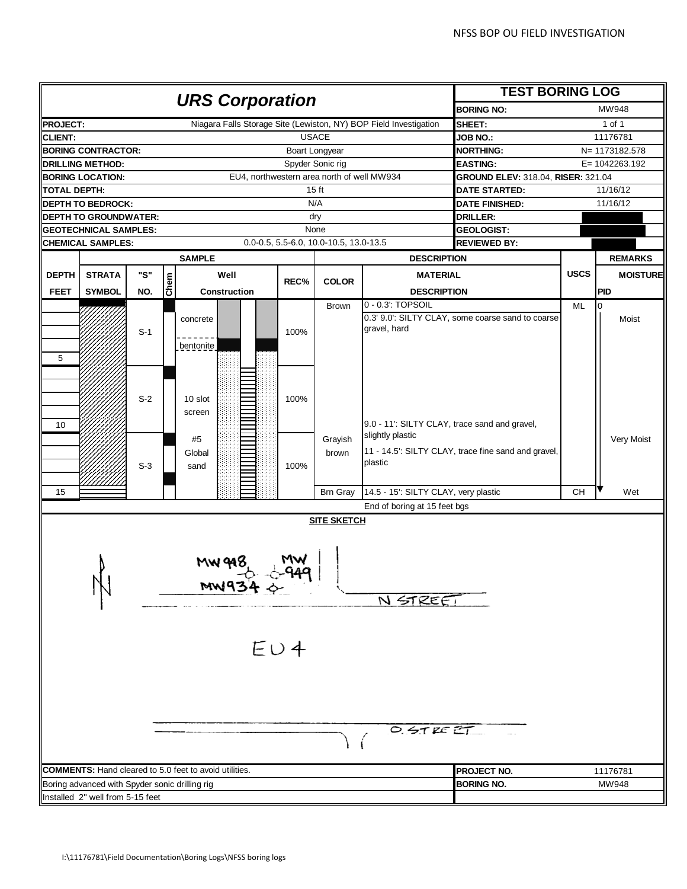# URS Corporation

## TEST BORING LOG

| | | | |
|---|---|---|---|
| **PROJECT:** | Niagara Falls Storage Site (Lewiston, NY) BOP Field Investigation | **BORING NO:** | MW948 |
| **CLIENT:** | USACE | **SHEET:** | 1 of 1 |
| **BORING CONTRACTOR:** | Boart Longyear | **JOB NO.:** | 11176781 |
| **DRILLING METHOD:** | Spyder Sonic rig | **NORTHING:** | N= 1173182.578 |
| **BORING LOCATION:** | EU4, northwestern area north of well MW934 | **EASTING:** | E= 1042263.192 |
| **TOTAL DEPTH:** | 15 ft | **GROUND ELEV:** 318.04, **RISER:** 321.04 | |
| **DEPTH TO BEDROCK:** | N/A | **DATE STARTED:** | 11/16/12 |
| **DEPTH TO GROUNDWATER:** | dry | **DATE FINISHED:** | 11/16/12 |
| **GEOTECHNICAL SAMPLES:** | None | **DRILLER:** | |
| **CHEMICAL SAMPLES:** | 0.0-0.5, 5.5-6.0, 10.0-10.5, 13.0-13.5 | **GEOLOGIST:** | |
| | | **REVIEWED BY:** | |

| DEPTH FEET | STRATA SYMBOL | "S" NO. | Chem | Well Construction | REC% | COLOR | MATERIAL DESCRIPTION | USCS | PID | MOISTURE |
|---|---|---|---|---|---|---|---|---|---|---|
| 0–5 | | S-1 | | concrete; bentonite | 100% | Brown | 0 - 0.3': TOPSOIL<br>0.3' 9.0': SILTY CLAY, some coarse sand to coarse gravel, hard | ML | 0 | Moist |
| 5–10 | | S-2 | | 10 slot screen | 100% | | 9.0 - 11': SILTY CLAY, trace sand and gravel, slightly plastic | | | |
| 10–15 | | S-3 | | #5 Global sand | 100% | Grayish brown | 11 - 14.5': SILTY CLAY, trace fine sand and gravel, plastic | | | Very Moist |
| 15 | | | | | | Brn Gray | 14.5 - 15': SILTY CLAY, very plastic | CH | | Wet |
| | | | | | | | End of boring at 15 feet bgs | | | |

### SITE SKETCH

N; MW948; MW 949; MW934; N STREET; EU4; O. STREET

**COMMENTS:** Hand cleared to 5.0 feet to avoid utilities.
Boring advanced with Spyder sonic drilling rig
Installed 2" well from 5-15 feet

**PROJECT NO.** 11176781
**BORING NO.** MW948

I:\11176781\Field Documentation\Boring Logs\NFSS boring logs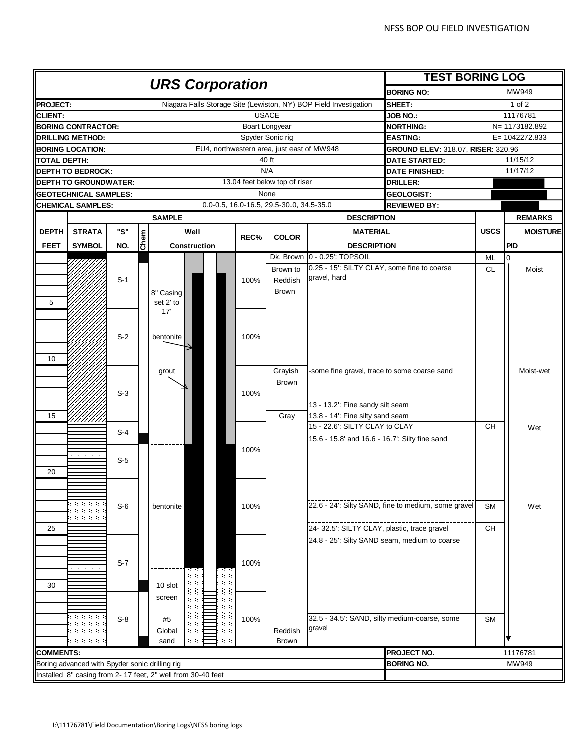# URS Corporation

## TEST BORING LOG

| | |
|---|---|
| **PROJECT:** | Niagara Falls Storage Site (Lewiston, NY) BOP Field Investigation |
| **CLIENT:** | USACE |
| **BORING CONTRACTOR:** | Boart Longyear |
| **DRILLING METHOD:** | Spyder Sonic rig |
| **BORING LOCATION:** | EU4, northwestern area, just east of MW948 |
| **TOTAL DEPTH:** | 40 ft |
| **DEPTH TO BEDROCK:** | N/A |
| **DEPTH TO GROUNDWATER:** | 13.04 feet below top of riser |
| **GEOTECHNICAL SAMPLES:** | None |
| **CHEMICAL SAMPLES:** | 0.0-0.5, 16.0-16.5, 29.5-30.0, 34.5-35.0 |

| | |
|---|---|
| **BORING NO:** | MW949 |
| **SHEET:** | 1 of 2 |
| **JOB NO.:** | 11176781 |
| **NORTHING:** | N= 1173182.892 |
| **EASTING:** | E= 1042272.833 |
| **GROUND ELEV:** 318.07, **RISER:** 320.96 | |
| **DATE STARTED:** | 11/15/12 |
| **DATE FINISHED:** | 11/17/12 |
| **DRILLER:** | |
| **GEOLOGIST:** | |
| **REVIEWED BY:** | |

| DEPTH FEET | "S" NO. | Well Construction | REC% | COLOR | MATERIAL DESCRIPTION | USCS | MOISTURE | PID |
|---|---|---|---|---|---|---|---|---|
| 0 | S-1 | | 100% | Dk. Brown | 0 - 0.25': TOPSOIL | ML | | 0 |
| | | 8" Casing set 2' to 17' | | Brown to Reddish Brown | 0.25 - 15': SILTY CLAY, some fine to coarse gravel, hard | CL | Moist | |
| 5-10 | S-2 | bentonite | 100% | | | | | |
| 10-15 | S-3 | grout | 100% | Grayish Brown | -some fine gravel, trace to some coarse sand | | Moist-wet | |
| | | | | | 13 - 13.2': Fine sandy silt seam | | | |
| 15 | | | | Gray | 13.8 - 14': Fine silty sand seam | | | |
| | S-4 | | 100% | | 15 - 22.6': SILTY CLAY to CLAY | CH | Wet | |
| | S-5 | | | | 15.6 - 15.8' and 16.6 - 16.7': Silty fine sand | | | |
| 20-25 | S-6 | bentonite | 100% | | 22.6 - 24': Silty SAND, fine to medium, some gravel | SM | Wet | |
| 25 | | | | | 24- 32.5': SILTY CLAY, plastic, trace gravel | CH | | |
| 25-30 | S-7 | | 100% | | 24.8 - 25': Silty SAND seam, medium to coarse | | | |
| 30-35 | S-8 | 10 slot screen; #5 Global sand | 100% | Reddish Brown | 32.5 - 34.5': SAND, silty medium-coarse, some gravel | SM | | |

**COMMENTS:**
Boring advanced with Spyder sonic drilling rig
Installed 8" casing from 2- 17 feet, 2" well from 30-40 feet

| | |
|---|---|
| **PROJECT NO.** | 11176781 |
| **BORING NO.** | MW949 |

I:\11176781\Field Documentation\Boring Logs\NFSS boring logs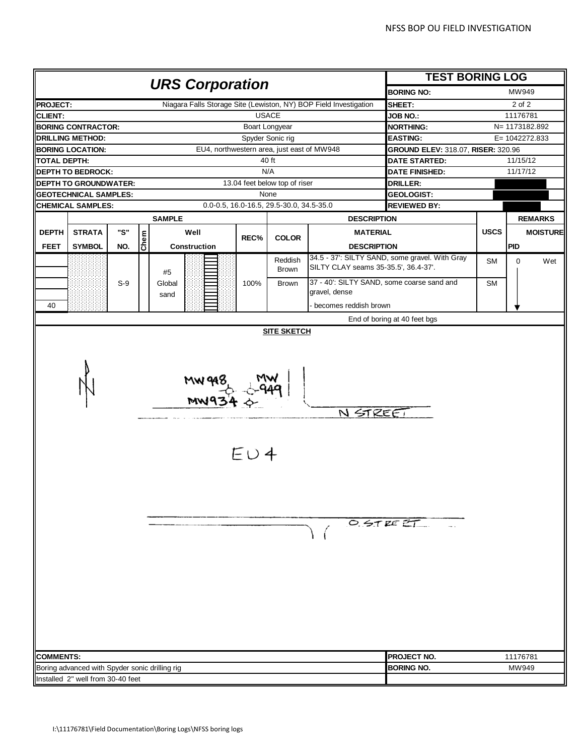## URS Corporation

## TEST BORING LOG

| | |
|---|---|
| **BORING NO:** | MW949 |
| **SHEET:** | 2 of 2 |
| **JOB NO.:** | 11176781 |
| **NORTHING:** | N= 1173182.892 |
| **EASTING:** | E= 1042272.833 |
| **GROUND ELEV:** 318.07, **RISER:** 320.96 | |
| **DATE STARTED:** | 11/15/12 |
| **DATE FINISHED:** | 11/17/12 |
| **DRILLER:** | |
| **GEOLOGIST:** | |
| **REVIEWED BY:** | |

| | |
|---|---|
| **PROJECT:** | Niagara Falls Storage Site (Lewiston, NY) BOP Field Investigation |
| **CLIENT:** | USACE |
| **BORING CONTRACTOR:** | Boart Longyear |
| **DRILLING METHOD:** | Spyder Sonic rig |
| **BORING LOCATION:** | EU4, northwestern area, just east of MW948 |
| **TOTAL DEPTH:** | 40 ft |
| **DEPTH TO BEDROCK:** | N/A |
| **DEPTH TO GROUNDWATER:** | 13.04 feet below top of riser |
| **GEOTECHNICAL SAMPLES:** | None |
| **CHEMICAL SAMPLES:** | 0.0-0.5, 16.0-16.5, 29.5-30.0, 34.5-35.0 |

| DEPTH FEET | STRATA SYMBOL | "S" NO. | Chem | Well Construction | REC% | COLOR | MATERIAL DESCRIPTION | USCS | PID | MOISTURE |
|---|---|---|---|---|---|---|---|---|---|---|
| | | | | | | Reddish Brown | 34.5 - 37': SILTY SAND, some gravel. With Gray SILTY CLAY seams 35-35.5', 36.4-37'. | SM | 0 | Wet |
| | | S-9 | | #5 Global sand | 100% | Brown | 37 - 40': SILTY SAND, some coarse sand and gravel, dense | SM | | |
| 40 | | | | | | | - becomes reddish brown | | | |
| | | | | | | | End of boring at 40 feet bgs | | | |

**SITE SKETCH**

MW948, MW949, MW934, N STREET, EU4, O STREET

**COMMENTS:**
Boring advanced with Spyder sonic drilling rig
Installed 2" well from 30-40 feet

| | |
|---|---|
| **PROJECT NO.** | 11176781 |
| **BORING NO.** | MW949 |

I:\11176781\Field Documentation\Boring Logs\NFSS boring logs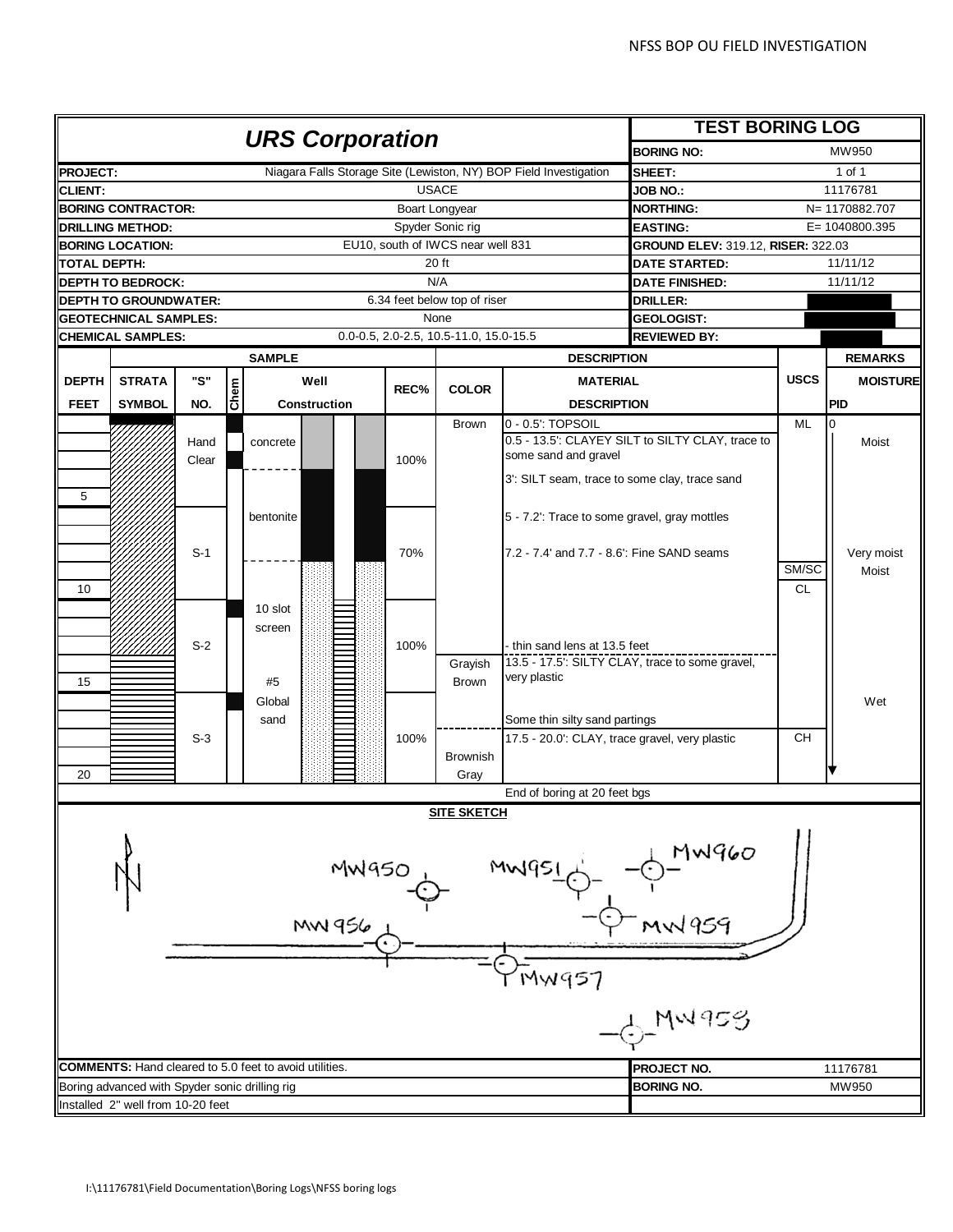NFSS BOP OU FIELD INVESTIGATION

## URS Corporation

## TEST BORING LOG

| | | | |
|---|---|---|---|
| **PROJECT:** | Niagara Falls Storage Site (Lewiston, NY) BOP Field Investigation | **BORING NO:** | MW950 |
| **CLIENT:** | USACE | **SHEET:** | 1 of 1 |
| **BORING CONTRACTOR:** | Boart Longyear | **JOB NO.:** | 11176781 |
| **DRILLING METHOD:** | Spyder Sonic rig | **NORTHING:** | N= 1170882.707 |
| **BORING LOCATION:** | EU10, south of IWCS near well 831 | **EASTING:** | E= 1040800.395 |
| **TOTAL DEPTH:** | 20 ft | **GROUND ELEV:** 319.12, **RISER:** 322.03 | |
| **DEPTH TO BEDROCK:** | N/A | **DATE STARTED:** | 11/11/12 |
| **DEPTH TO GROUNDWATER:** | 6.34 feet below top of riser | **DATE FINISHED:** | 11/11/12 |
| **GEOTECHNICAL SAMPLES:** | None | **DRILLER:** | |
| **CHEMICAL SAMPLES:** | 0.0-0.5, 2.0-2.5, 10.5-11.0, 15.0-15.5 | **GEOLOGIST:** | |
| | | **REVIEWED BY:** | |

| DEPTH FEET | STRATA SYMBOL | "S" NO. | Chem | Well Construction | REC% | COLOR | MATERIAL DESCRIPTION | USCS | REMARKS MOISTURE / PID |
|---|---|---|---|---|---|---|---|---|---|
| 0 | | Hand Clear | | concrete | 100% | Brown | 0 - 0.5': TOPSOIL | ML | 0 |
| | | | | | | | 0.5 - 13.5': CLAYEY SILT to SILTY CLAY, trace to some sand and gravel | | Moist |
| | | | | | | | 3': SILT seam, trace to some clay, trace sand | | |
| 5 | | S-1 | | bentonite | 70% | | 5 - 7.2': Trace to some gravel, gray mottles | | |
| | | | | | | | 7.2 - 7.4' and 7.7 - 8.6': Fine SAND seams | SM/SC | Very moist |
| | | | | | | | | | Moist |
| 10 | | S-2 | | 10 slot screen | 100% | | | CL | |
| | | | | | | | - thin sand lens at 13.5 feet | | |
| | | | | | | Grayish Brown | 13.5 - 17.5': SILTY CLAY, trace to some gravel, very plastic | | |
| 15 | | S-3 | | #5 Global sand | 100% | | Some thin silty sand partings | | Wet |
| | | | | | | Brownish Gray | 17.5 - 20.0': CLAY, trace gravel, very plastic | CH | |
| 20 | | | | | | | | | |

End of boring at 20 feet bgs

### SITE SKETCH

N — MW950, MW951, MW960, MW956, MW959, MW957, MW958

**COMMENTS:** Hand cleared to 5.0 feet to avoid utilities.
Boring advanced with Spyder sonic drilling rig
Installed 2" well from 10-20 feet

| | |
|---|---|
| **PROJECT NO.** | 11176781 |
| **BORING NO.** | MW950 |

I:\11176781\Field Documentation\Boring Logs\NFSS boring logs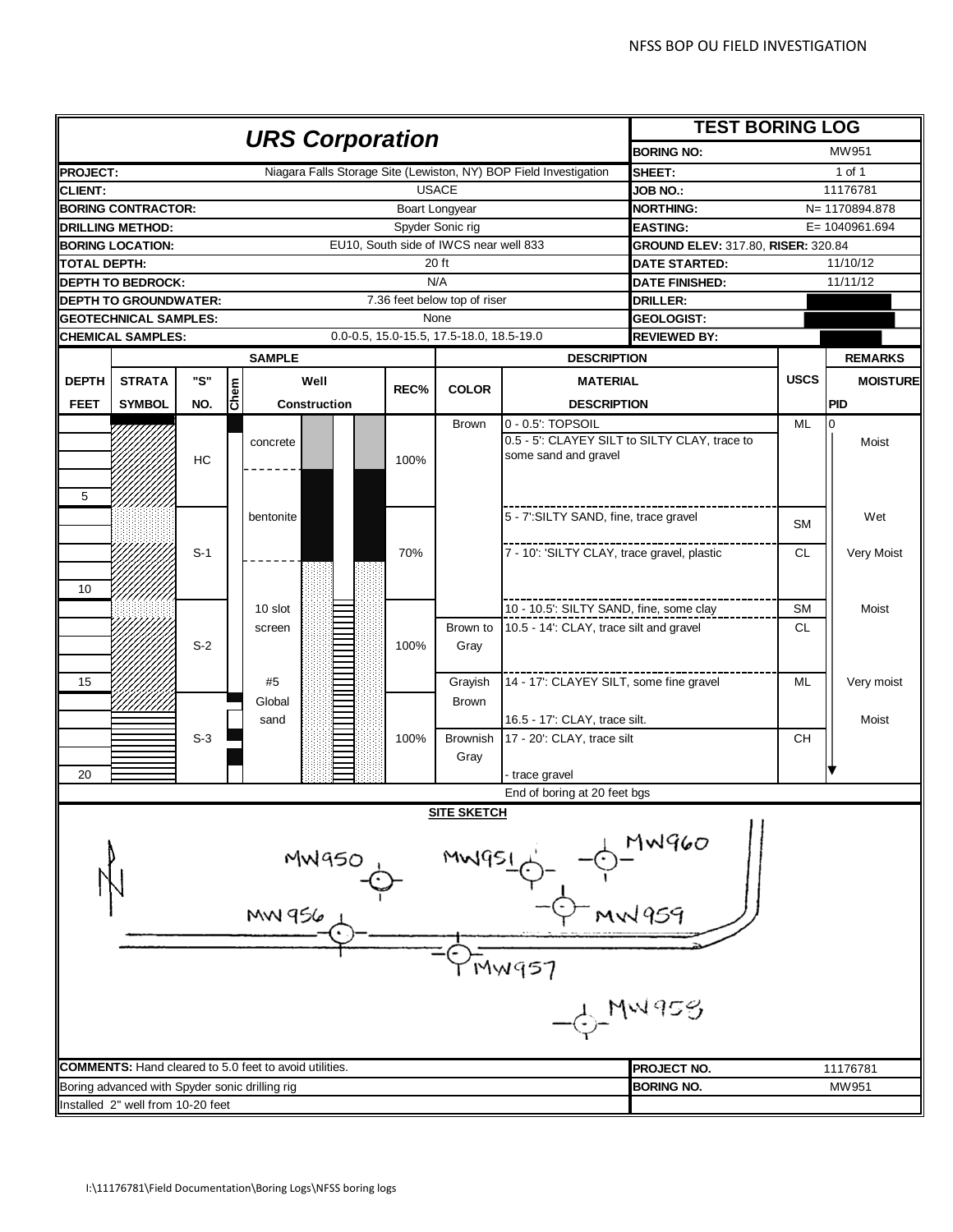## URS Corporation

## TEST BORING LOG

| | | | |
|---|---|---|---|
| **PROJECT:** | Niagara Falls Storage Site (Lewiston, NY) BOP Field Investigation | **BORING NO:** | MW951 |
| **CLIENT:** | USACE | **SHEET:** | 1 of 1 |
| **BORING CONTRACTOR:** | Boart Longyear | **JOB NO.:** | 11176781 |
| **DRILLING METHOD:** | Spyder Sonic rig | **NORTHING:** | N= 1170894.878 |
| **BORING LOCATION:** | EU10, South side of IWCS near well 833 | **EASTING:** | E= 1040961.694 |
| **TOTAL DEPTH:** | 20 ft | **GROUND ELEV:** 317.80, **RISER:** 320.84 | |
| **DEPTH TO BEDROCK:** | N/A | **DATE STARTED:** | 11/10/12 |
| **DEPTH TO GROUNDWATER:** | 7.36 feet below top of riser | **DATE FINISHED:** | 11/11/12 |
| **GEOTECHNICAL SAMPLES:** | None | **DRILLER:** | |
| **CHEMICAL SAMPLES:** | 0.0-0.5, 15.0-15.5, 17.5-18.0, 18.5-19.0 | **GEOLOGIST:** | |
| | | **REVIEWED BY:** | |

| DEPTH FEET | "S" NO. | Well Construction | REC% | COLOR | MATERIAL DESCRIPTION | USCS | MOISTURE | PID |
|---|---|---|---|---|---|---|---|---|
| 0-5 | HC | concrete | 100% | Brown | 0 - 0.5': TOPSOIL | ML | | 0 |
| | | | | | 0.5 - 5': CLAYEY SILT to SILTY CLAY, trace to some sand and gravel | | Moist | |
| 5-10 | S-1 | bentonite | 70% | | 5 - 7':SILTY SAND, fine, trace gravel | SM | Wet | |
| | | | | | 7 - 10': 'SILTY CLAY, trace gravel, plastic | CL | Very Moist | |
| 10-15 | S-2 | 10 slot screen | 100% | | 10 - 10.5': SILTY SAND, fine, some clay | SM | Moist | |
| | | | | Brown to Gray | 10.5 - 14': CLAY, trace silt and gravel | CL | | |
| 15-20 | S-3 | #5 Global sand | 100% | Grayish Brown | 14 - 17': CLAYEY SILT, some fine gravel | ML | Very moist | |
| | | | | | 16.5 - 17': CLAY, trace silt. | | Moist | |
| | | | | Brownish Gray | 17 - 20': CLAY, trace silt<br>- trace gravel | CH | | |

End of boring at 20 feet bgs

### SITE SKETCH

MW950, MW951, MW960, MW956, MW959, MW957, MW958

**COMMENTS:** Hand cleared to 5.0 feet to avoid utilities.
Boring advanced with Spyder sonic drilling rig
Installed 2" well from 10-20 feet

| | |
|---|---|
| **PROJECT NO.** | 11176781 |
| **BORING NO.** | MW951 |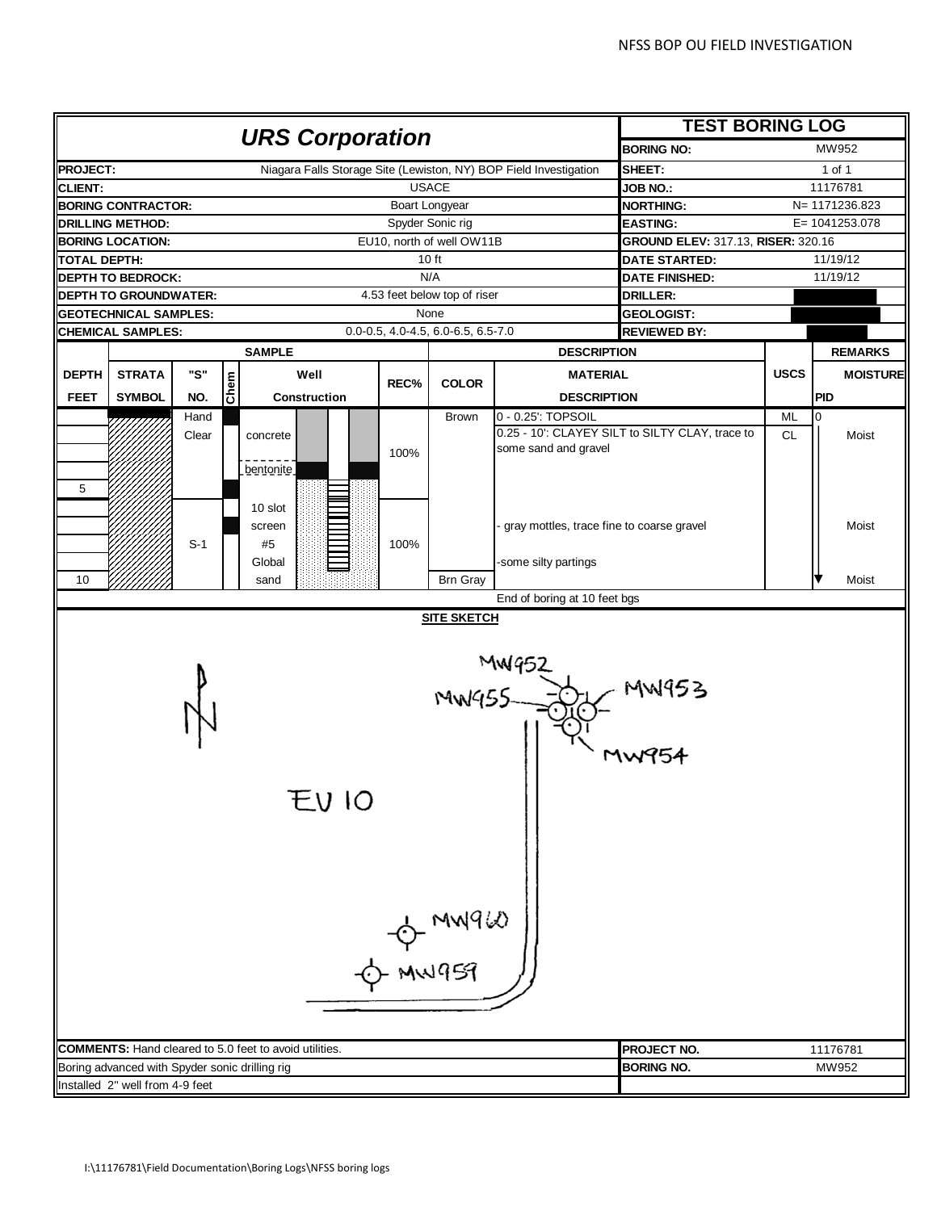## URS Corporation

## TEST BORING LOG

| | | | |
|---|---|---|---|
| **PROJECT:** | Niagara Falls Storage Site (Lewiston, NY) BOP Field Investigation | **BORING NO:** | MW952 |
| **CLIENT:** | USACE | **SHEET:** | 1 of 1 |
| **BORING CONTRACTOR:** | Boart Longyear | **JOB NO.:** | 11176781 |
| **DRILLING METHOD:** | Spyder Sonic rig | **NORTHING:** | N= 1171236.823 |
| **BORING LOCATION:** | EU10, north of well OW11B | **EASTING:** | E= 1041253.078 |
| **TOTAL DEPTH:** | 10 ft | **GROUND ELEV:** 317.13, **RISER:** 320.16 | |
| **DEPTH TO BEDROCK:** | N/A | **DATE STARTED:** | 11/19/12 |
| **DEPTH TO GROUNDWATER:** | 4.53 feet below top of riser | **DATE FINISHED:** | 11/19/12 |
| **GEOTECHNICAL SAMPLES:** | None | **DRILLER:** | |
| **CHEMICAL SAMPLES:** | 0.0-0.5, 4.0-4.5, 6.0-6.5, 6.5-7.0 | **GEOLOGIST:** | |
| | | **REVIEWED BY:** | |

| DEPTH FEET | STRATA SYMBOL | "S" NO. | Chem | Well Construction | REC% | COLOR | MATERIAL DESCRIPTION | USCS | PID | MOISTURE |
|---|---|---|---|---|---|---|---|---|---|---|
| | | Hand | | | | Brown | 0 - 0.25': TOPSOIL | ML | 0 | |
| | | Clear | | concrete | 100% | | 0.25 - 10': CLAYEY SILT to SILTY CLAY, trace to some sand and gravel | CL | | Moist |
| | | | | bentonite | | | | | | |
| 5 | | | | | | | | | | |
| | | | | 10 slot screen | | | | | | |
| | | S-1 | | #5 Global | 100% | | - gray mottles, trace fine to coarse gravel | | | Moist |
| | | | | | | | -some silty partings | | | |
| 10 | | | | sand | | Brn Gray | | | | Moist |

End of boring at 10 feet bgs

**SITE SKETCH**

MW952, MW953, MW954, MW955, EU 10, MW960, MW959

**COMMENTS:** Hand cleared to 5.0 feet to avoid utilities.
Boring advanced with Spyder sonic drilling rig
Installed 2" well from 4-9 feet

| | |
|---|---|
| **PROJECT NO.** | 11176781 |
| **BORING NO.** | MW952 |

I:\11176781\Field Documentation\Boring Logs\NFSS boring logs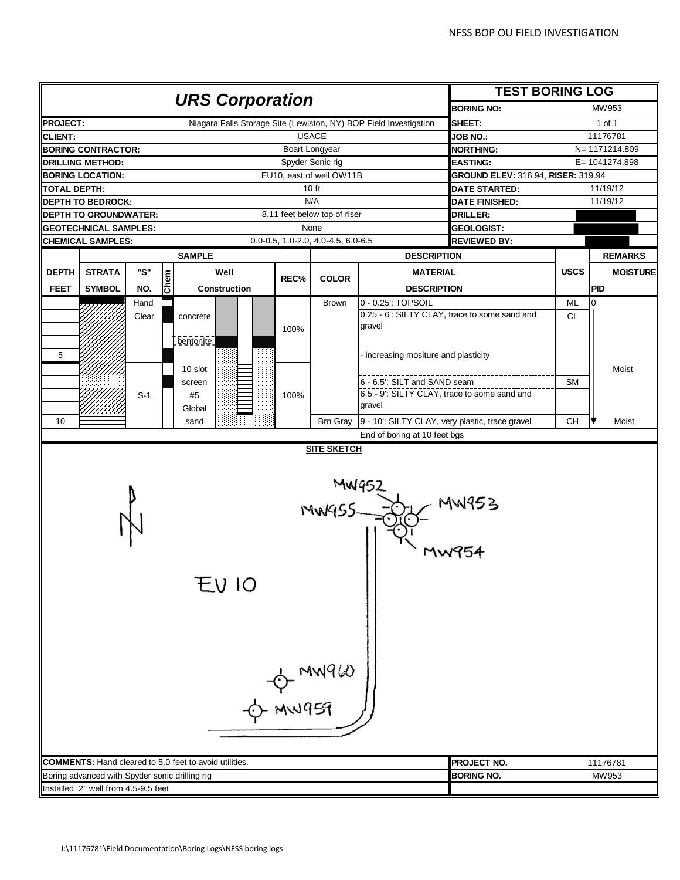## URS Corporation

## TEST BORING LOG

| | | | |
|---|---|---|---|
| **PROJECT:** | Niagara Falls Storage Site (Lewiston, NY) BOP Field Investigation | **BORING NO:** | MW953 |
| **CLIENT:** | USACE | **SHEET:** | 1 of 1 |
| **BORING CONTRACTOR:** | Boart Longyear | **JOB NO.:** | 11176781 |
| **DRILLING METHOD:** | Spyder Sonic rig | **NORTHING:** | N= 1171214.809 |
| **BORING LOCATION:** | EU10, east of well OW11B | **EASTING:** | E= 1041274.898 |
| **TOTAL DEPTH:** | 10 ft | **GROUND ELEV:** 316.94, **RISER:** 319.94 | |
| **DEPTH TO BEDROCK:** | N/A | **DATE STARTED:** | 11/19/12 |
| **DEPTH TO GROUNDWATER:** | 8.11 feet below top of riser | **DATE FINISHED:** | 11/19/12 |
| **GEOTECHNICAL SAMPLES:** | None | **DRILLER:** | |
| **CHEMICAL SAMPLES:** | 0.0-0.5, 1.0-2.0, 4.0-4.5, 6.0-6.5 | **GEOLOGIST:** | |
| | | **REVIEWED BY:** | |

| DEPTH FEET | STRATA SYMBOL | "S" NO. | Chem | Well Construction | REC% | COLOR | MATERIAL DESCRIPTION | USCS | REMARKS MOISTURE / PID |
|---|---|---|---|---|---|---|---|---|---|
| | | Hand Clear | | concrete | 100% | Brown | 0 - 0.25': TOPSOIL | ML | 0 |
| | | | | | | | 0.25 - 6': SILTY CLAY, trace to some sand and gravel | CL | |
| | | | | bentonite | | | | | |
| 5 | | | | | | | - increasing mositure and plasticity | | |
| | | S-1 | | 10 slot screen #5 Global sand | 100% | | | | Moist |
| | | | | | | | 6 - 6.5': SILT and SAND seam | SM | |
| | | | | | | | 6.5 - 9': SILTY CLAY, trace to some sand and gravel | | |
| 10 | | | | | | Brn Gray | 9 - 10': SILTY CLAY, very plastic, trace gravel | CH | Moist |
| | | | | | | | End of boring at 10 feet bgs | | |

**SITE SKETCH**

MW952, MW955, MW953, MW954, EU 10, MW960, MW959

**COMMENTS:** Hand cleared to 5.0 feet to avoid utilities.
Boring advanced with Spyder sonic drilling rig
Installed 2" well from 4.5-9.5 feet

| | |
|---|---|
| **PROJECT NO.** | 11176781 |
| **BORING NO.** | MW953 |

I:\11176781\Field Documentation\Boring Logs\NFSS boring logs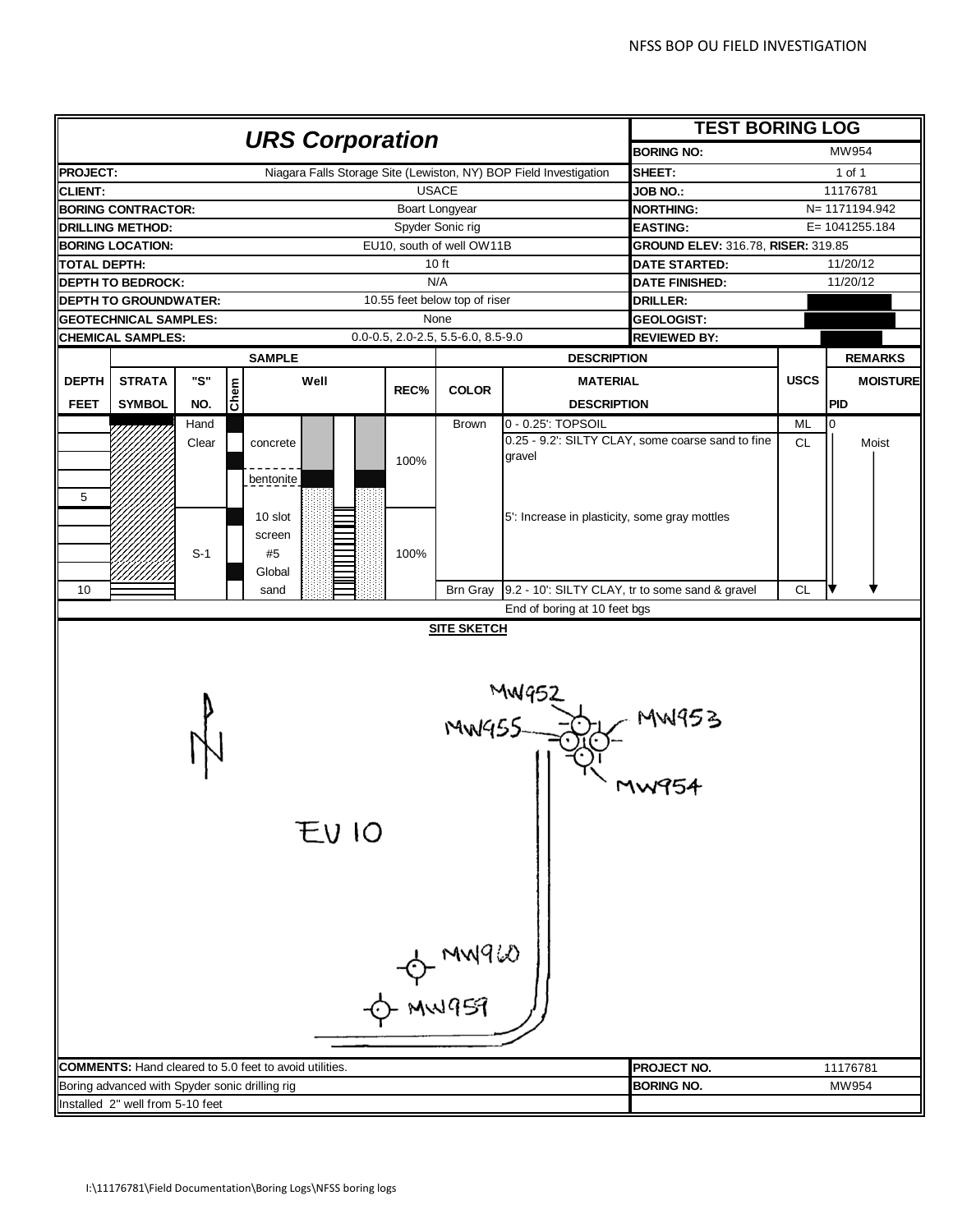# URS Corporation

## TEST BORING LOG

| | | | |
|---|---|---|---|
| **PROJECT:** | Niagara Falls Storage Site (Lewiston, NY) BOP Field Investigation | **BORING NO:** | MW954 |
| **CLIENT:** | USACE | **SHEET:** | 1 of 1 |
| **BORING CONTRACTOR:** | Boart Longyear | **JOB NO.:** | 11176781 |
| **DRILLING METHOD:** | Spyder Sonic rig | **NORTHING:** | N= 1171194.942 |
| **BORING LOCATION:** | EU10, south of well OW11B | **EASTING:** | E= 1041255.184 |
| **TOTAL DEPTH:** | 10 ft | **GROUND ELEV:** 316.78, **RISER:** 319.85 | |
| **DEPTH TO BEDROCK:** | N/A | **DATE STARTED:** | 11/20/12 |
| **DEPTH TO GROUNDWATER:** | 10.55 feet below top of riser | **DATE FINISHED:** | 11/20/12 |
| **GEOTECHNICAL SAMPLES:** | None | **DRILLER:** | |
| **CHEMICAL SAMPLES:** | 0.0-0.5, 2.0-2.5, 5.5-6.0, 8.5-9.0 | **GEOLOGIST:** | |
| | | **REVIEWED BY:** | |

| DEPTH FEET | STRATA SYMBOL | "S" NO. | Chem | Well | REC% | COLOR | MATERIAL DESCRIPTION | USCS | REMARKS PID | MOISTURE |
|---|---|---|---|---|---|---|---|---|---|---|
| | | Hand Clear | | concrete | | Brown | 0 - 0.25': TOPSOIL | ML | 0 | |
| | | | | | 100% | | 0.25 - 9.2': SILTY CLAY, some coarse sand to fine gravel | CL | | Moist |
| | | | | bentonite | | | | | | |
| 5 | | | | | | | | | | |
| | | S-1 | | 10 slot screen #5 Global sand | 100% | | 5': Increase in plasticity, some gray mottles | | | |
| 10 | | | | | | Brn Gray | 9.2 - 10': SILTY CLAY, tr to some sand & gravel | CL | | |
| | | | | | | | End of boring at 10 feet bgs | | | |

**SITE SKETCH**

MW952, MW953, MW954, MW955, EU 10, MW960, MW959

**COMMENTS:** Hand cleared to 5.0 feet to avoid utilities.
Boring advanced with Spyder sonic drilling rig
Installed 2" well from 5-10 feet

| | |
|---|---|
| **PROJECT NO.** | 11176781 |
| **BORING NO.** | MW954 |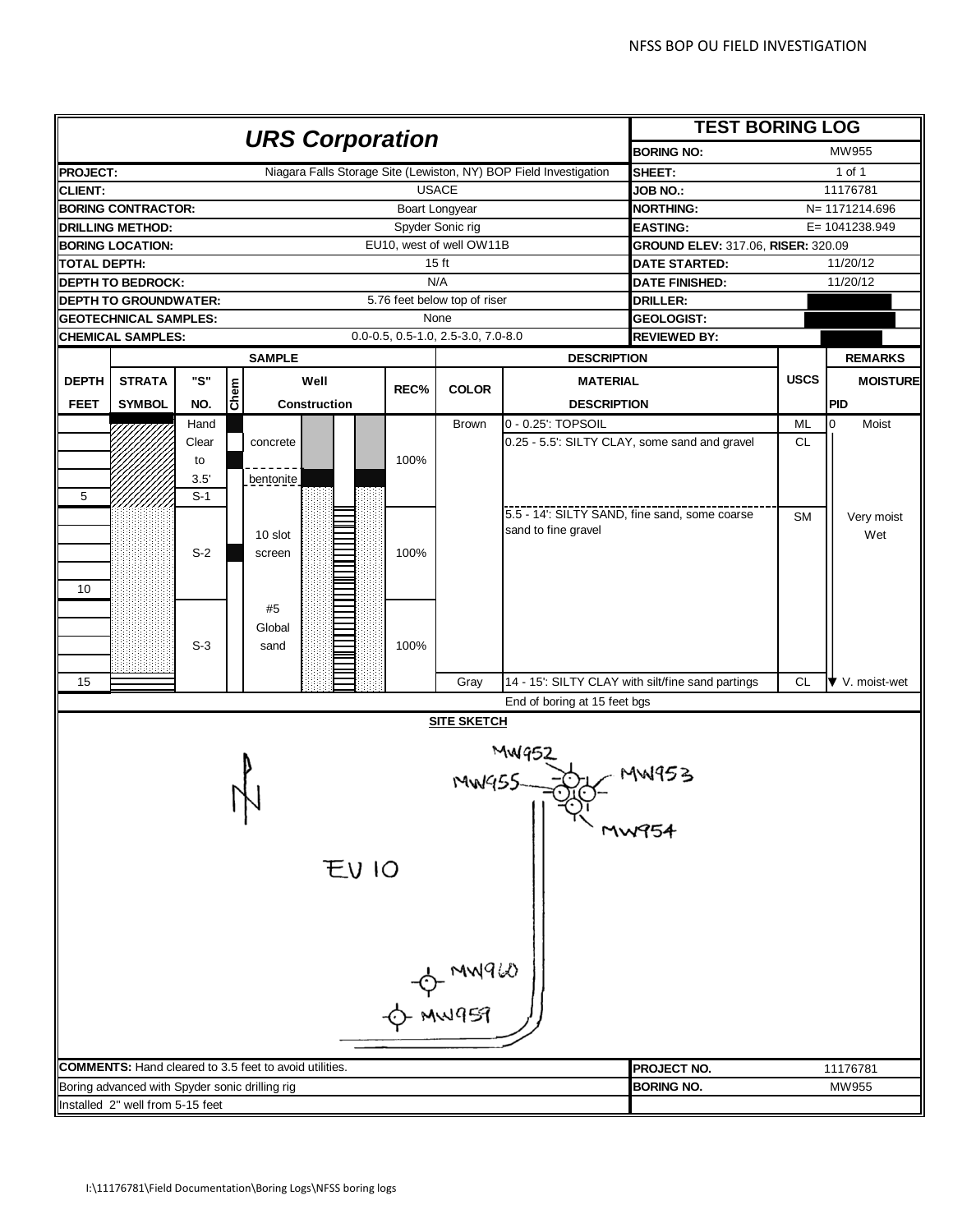## URS Corporation

## TEST BORING LOG

| | | | |
|---|---|---|---|
| **PROJECT:** | Niagara Falls Storage Site (Lewiston, NY) BOP Field Investigation | **BORING NO:** | MW955 |
| **CLIENT:** | USACE | **SHEET:** | 1 of 1 |
| **BORING CONTRACTOR:** | Boart Longyear | **JOB NO.:** | 11176781 |
| **DRILLING METHOD:** | Spyder Sonic rig | **NORTHING:** | N= 1171214.696 |
| **BORING LOCATION:** | EU10, west of well OW11B | **EASTING:** | E= 1041238.949 |
| **TOTAL DEPTH:** | 15 ft | **GROUND ELEV:** 317.06, **RISER:** 320.09 | |
| **DEPTH TO BEDROCK:** | N/A | **DATE STARTED:** | 11/20/12 |
| **DEPTH TO GROUNDWATER:** | 5.76 feet below top of riser | **DATE FINISHED:** | 11/20/12 |
| **GEOTECHNICAL SAMPLES:** | None | **DRILLER:** | |
| **CHEMICAL SAMPLES:** | 0.0-0.5, 0.5-1.0, 2.5-3.0, 7.0-8.0 | **GEOLOGIST:** | |
| | | **REVIEWED BY:** | |

| DEPTH FEET | STRATA SYMBOL | "S" NO. | Chem | Well Construction | REC% | COLOR | MATERIAL DESCRIPTION | USCS | PID | MOISTURE |
|---|---|---|---|---|---|---|---|---|---|---|
| | | Hand Clear to 3.5' | | concrete | | Brown | 0 - 0.25': TOPSOIL | ML | 0 | Moist |
| | | | | bentonite | 100% | | 0.25 - 5.5': SILTY CLAY, some sand and gravel | CL | | |
| 5 | | S-1 | | | | | | | | |
| | | S-2 | | 10 slot screen | 100% | | 5.5 - 14': SILTY SAND, fine sand, some coarse sand to fine gravel | SM | | Very moist Wet |
| 10 | | | | | | | | | | |
| | | S-3 | | #5 Global sand | 100% | | | | | |
| 15 | | | | | | Gray | 14 - 15': SILTY CLAY with silt/fine sand partings | CL | | V. moist-wet |
| | | | | | | | End of boring at 15 feet bgs | | | |

**SITE SKETCH**

N

EU 10

MW952, MW953, MW954, MW955, MW960, MW959

**COMMENTS:** Hand cleared to 3.5 feet to avoid utilities.
Boring advanced with Spyder sonic drilling rig
Installed 2" well from 5-15 feet

| | |
|---|---|
| **PROJECT NO.** | 11176781 |
| **BORING NO.** | MW955 |

I:\11176781\Field Documentation\Boring Logs\NFSS boring logs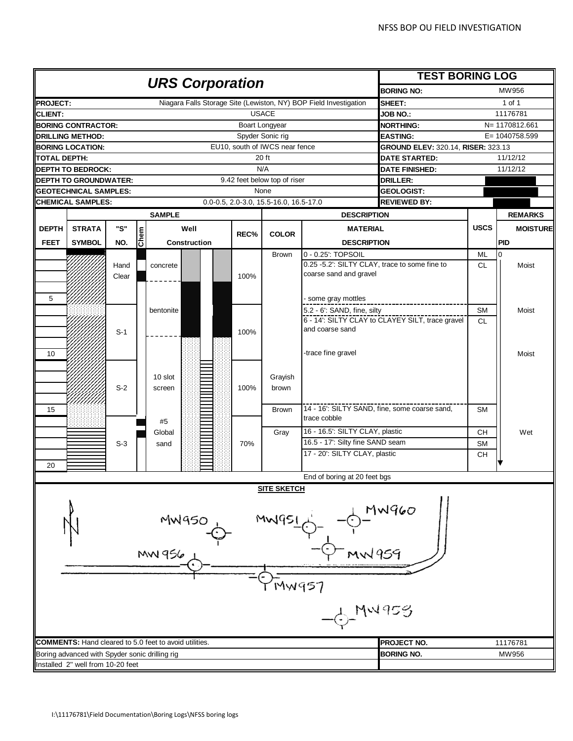# URS Corporation

## TEST BORING LOG

| | | | |
|---|---|---|---|
| **PROJECT:** | Niagara Falls Storage Site (Lewiston, NY) BOP Field Investigation | **BORING NO:** | MW956 |
| **CLIENT:** | USACE | **SHEET:** | 1 of 1 |
| **BORING CONTRACTOR:** | Boart Longyear | **JOB NO.:** | 11176781 |
| **DRILLING METHOD:** | Spyder Sonic rig | **NORTHING:** | N= 1170812.661 |
| **BORING LOCATION:** | EU10, south of IWCS near fence | **EASTING:** | E= 1040758.599 |
| **TOTAL DEPTH:** | 20 ft | **GROUND ELEV:** 320.14, **RISER:** 323.13 | |
| **DEPTH TO BEDROCK:** | N/A | **DATE STARTED:** | 11/12/12 |
| **DEPTH TO GROUNDWATER:** | 9.42 feet below top of riser | **DATE FINISHED:** | 11/12/12 |
| **GEOTECHNICAL SAMPLES:** | None | **DRILLER:** | |
| **CHEMICAL SAMPLES:** | 0.0-0.5, 2.0-3.0, 15.5-16.0, 16.5-17.0 | **GEOLOGIST:** | |
| | | **REVIEWED BY:** | |

| DEPTH FEET | "S" NO. | Well Construction | REC% | COLOR | MATERIAL DESCRIPTION | USCS | REMARKS MOISTURE / PID |
|---|---|---|---|---|---|---|---|
| 0–5 | Hand Clear | concrete | 100% | Brown | 0 - 0.25': TOPSOIL | ML | PID 0 |
| | | | | | 0.25 -5.2': SILTY CLAY, trace to some fine to coarse sand and gravel | CL | Moist |
| 5 | | | | | - some gray mottles | | |
| 5–10 | S-1 | bentonite | 100% | | 5.2 - 6': SAND, fine, silty | SM | Moist |
| | | | | | 6 - 14': SILTY CLAY to CLAYEY SILT, trace gravel and coarse sand | CL | |
| 10 | | | | | -trace fine gravel | | Moist |
| 10–15 | S-2 | 10 slot screen | 100% | Grayish brown | | | |
| 15 | | | | Brown | 14 - 16': SILTY SAND, fine, some coarse sand, trace cobble | SM | |
| 15–20 | S-3 | #5 Global sand | 70% | Gray | 16 - 16.5': SILTY CLAY, plastic | CH | Wet |
| | | | | | 16.5 - 17': Silty fine SAND seam | SM | |
| 20 | | | | | 17 - 20': SILTY CLAY, plastic | CH | |

End of boring at 20 feet bgs

### SITE SKETCH

MW950, MW951, MW960, MW956, MW959, MW957, MW958

**COMMENTS:** Hand cleared to 5.0 feet to avoid utilities.
Boring advanced with Spyder sonic drilling rig
Installed 2" well from 10-20 feet

| | |
|---|---|
| **PROJECT NO.** | 11176781 |
| **BORING NO.** | MW956 |

I:\11176781\Field Documentation\Boring Logs\NFSS boring logs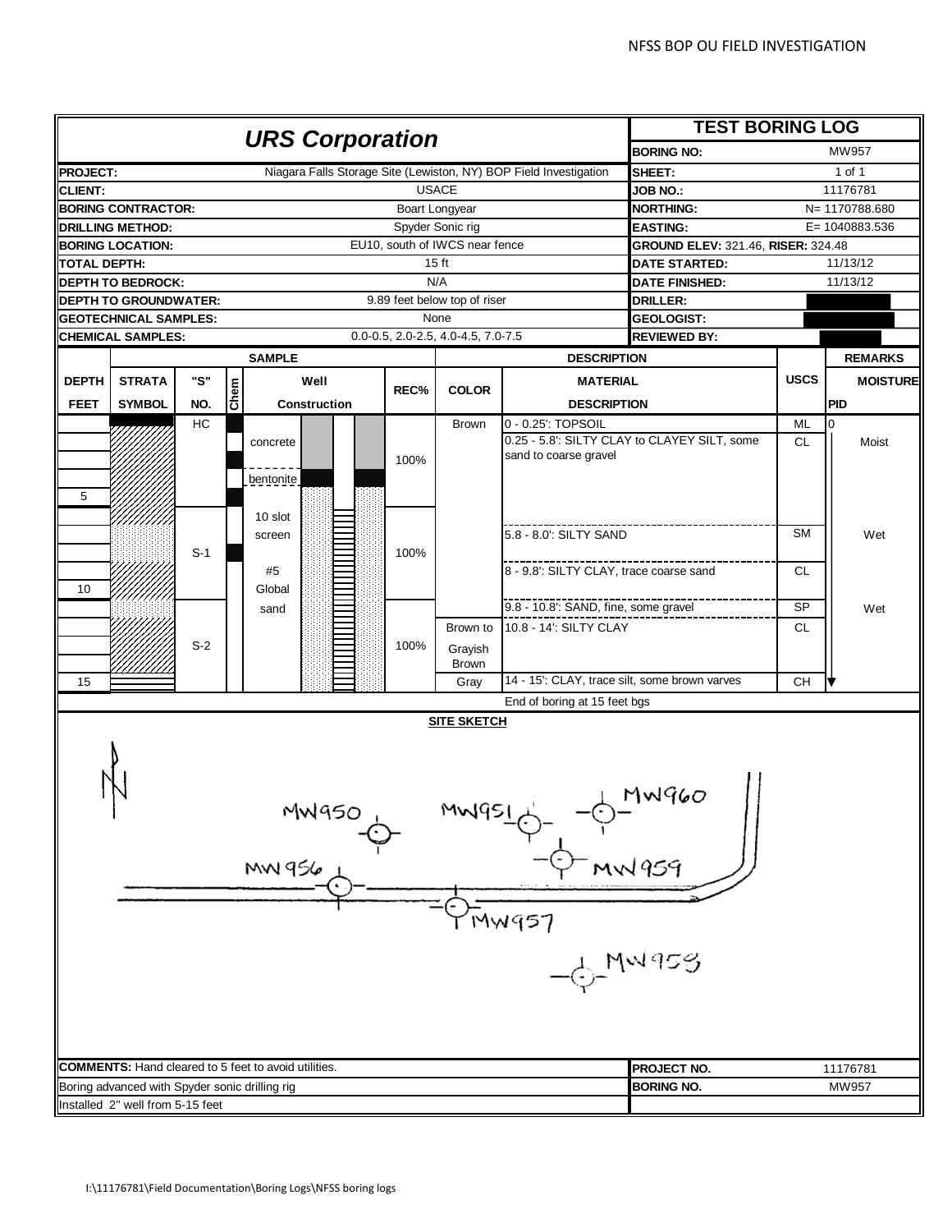# URS Corporation

## TEST BORING LOG

| | |
|---|---|
| **BORING NO:** | MW957 |
| **SHEET:** | 1 of 1 |
| **JOB NO.:** | 11176781 |
| **NORTHING:** | N= 1170788.680 |
| **EASTING:** | E= 1040883.536 |
| **GROUND ELEV:** 321.46, **RISER:** 324.48 | |
| **DATE STARTED:** | 11/13/12 |
| **DATE FINISHED:** | 11/13/12 |
| **DRILLER:** | |
| **GEOLOGIST:** | |
| **REVIEWED BY:** | |

| | |
|---|---|
| **PROJECT:** | Niagara Falls Storage Site (Lewiston, NY) BOP Field Investigation |
| **CLIENT:** | USACE |
| **BORING CONTRACTOR:** | Boart Longyear |
| **DRILLING METHOD:** | Spyder Sonic rig |
| **BORING LOCATION:** | EU10, south of IWCS near fence |
| **TOTAL DEPTH:** | 15 ft |
| **DEPTH TO BEDROCK:** | N/A |
| **DEPTH TO GROUNDWATER:** | 9.89 feet below top of riser |
| **GEOTECHNICAL SAMPLES:** | None |
| **CHEMICAL SAMPLES:** | 0.0-0.5, 2.0-2.5, 4.0-4.5, 7.0-7.5 |

| DEPTH FEET | "S" NO. | Well Construction | REC% | COLOR | MATERIAL DESCRIPTION | USCS | PID | MOISTURE |
|---|---|---|---|---|---|---|---|---|
| | HC | concrete, bentonite | 100% | Brown | 0 - 0.25': TOPSOIL | ML | 0 | |
| | | | | | 0.25 - 5.8': SILTY CLAY to CLAYEY SILT, some sand to coarse gravel | CL | | Moist |
| 5 | | | | | | | | |
| | S-1 | 10 slot screen, #5 Global sand | 100% | | 5.8 - 8.0': SILTY SAND | SM | | Wet |
| | | | | | 8 - 9.8': SILTY CLAY, trace coarse sand | CL | | |
| 10 | | | | | 9.8 - 10.8': SAND, fine, some gravel | SP | | Wet |
| | S-2 | | 100% | Brown to Grayish Brown | 10.8 - 14': SILTY CLAY | CL | | |
| 15 | | | | Gray | 14 - 15': CLAY, trace silt, some brown varves | CH | | |

End of boring at 15 feet bgs

### SITE SKETCH

N

MW950, MW951, MW960, MW956, MW959, MW957, MW958

**COMMENTS:** Hand cleared to 5 feet to avoid utilities.
Boring advanced with Spyder sonic drilling rig
Installed 2" well from 5-15 feet

| | |
|---|---|
| **PROJECT NO.** | 11176781 |
| **BORING NO.** | MW957 |

I:\11176781\Field Documentation\Boring Logs\NFSS boring logs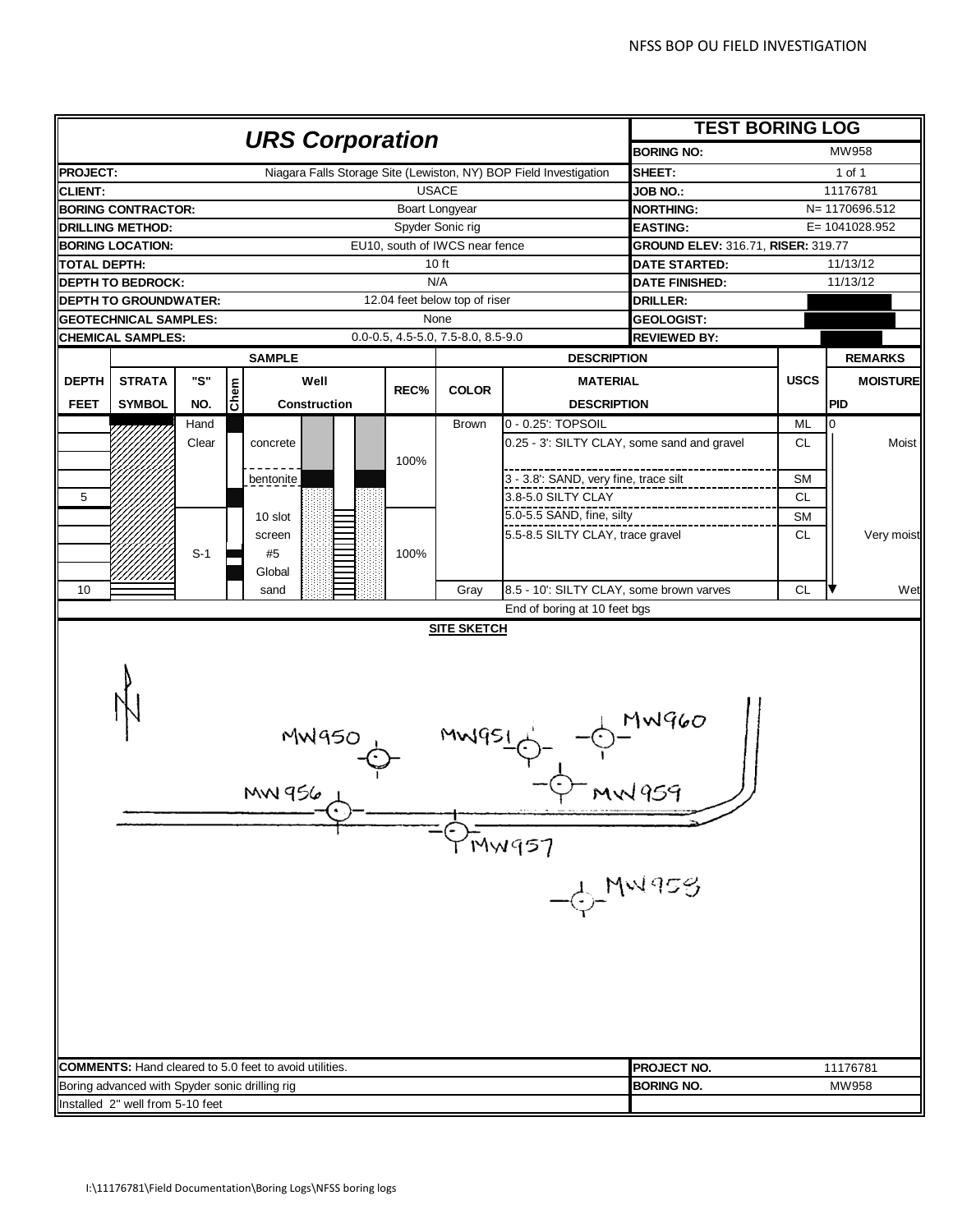# URS Corporation

## TEST BORING LOG

| | |
|---|---|
| **BORING NO:** | MW958 |
| **SHEET:** | 1 of 1 |
| **JOB NO.:** | 11176781 |
| **NORTHING:** | N= 1170696.512 |
| **EASTING:** | E= 1041028.952 |
| **GROUND ELEV:** 316.71, **RISER:** 319.77 | |
| **DATE STARTED:** | 11/13/12 |
| **DATE FINISHED:** | 11/13/12 |
| **DRILLER:** | |
| **GEOLOGIST:** | |
| **REVIEWED BY:** | |

| | |
|---|---|
| **PROJECT:** | Niagara Falls Storage Site (Lewiston, NY) BOP Field Investigation |
| **CLIENT:** | USACE |
| **BORING CONTRACTOR:** | Boart Longyear |
| **DRILLING METHOD:** | Spyder Sonic rig |
| **BORING LOCATION:** | EU10, south of IWCS near fence |
| **TOTAL DEPTH:** | 10 ft |
| **DEPTH TO BEDROCK:** | N/A |
| **DEPTH TO GROUNDWATER:** | 12.04 feet below top of riser |
| **GEOTECHNICAL SAMPLES:** | None |
| **CHEMICAL SAMPLES:** | 0.0-0.5, 4.5-5.0, 7.5-8.0, 8.5-9.0 |

| DEPTH FEET | STRATA SYMBOL | "S" NO. | Chem | Well Construction | REC% | COLOR | MATERIAL DESCRIPTION | USCS | PID | MOISTURE |
|---|---|---|---|---|---|---|---|---|---|---|
| | | Hand | | | | Brown | 0 - 0.25': TOPSOIL | ML | 0 | |
| | | Clear | | concrete | 100% | | 0.25 - 3': SILTY CLAY, some sand and gravel | CL | | Moist |
| | | | | bentonite | | | 3 - 3.8': SAND, very fine, trace silt | SM | | |
| 5 | | | | | | | 3.8-5.0 SILTY CLAY | CL | | |
| | | | | 10 slot | | | 5.0-5.5 SAND, fine, silty | SM | | |
| | | | | screen | | | 5.5-8.5 SILTY CLAY, trace gravel | CL | | Very moist |
| | | S-1 | | #5 | 100% | | | | | |
| | | | | Global | | | | | | |
| 10 | | | | sand | | Gray | 8.5 - 10': SILTY CLAY, some brown varves | CL | | Wet |
| | | | | | | | End of boring at 10 feet bgs | | | |

## SITE SKETCH

N

MW950, MW951, MW960, MW956, MW959, MW957, MW958

**COMMENTS:** Hand cleared to 5.0 feet to avoid utilities.
Boring advanced with Spyder sonic drilling rig
Installed 2" well from 5-10 feet

| | |
|---|---|
| **PROJECT NO.** | 11176781 |
| **BORING NO.** | MW958 |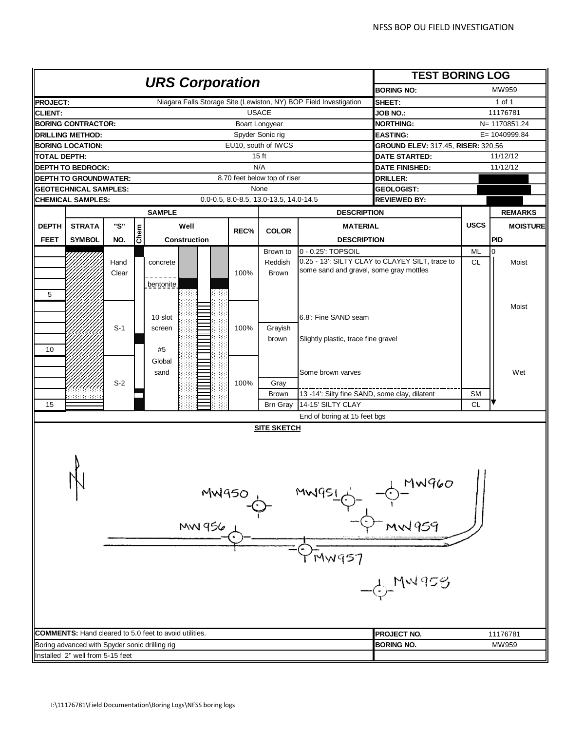# URS Corporation

## TEST BORING LOG

| | | | |
|---|---|---|---|
| **PROJECT:** | Niagara Falls Storage Site (Lewiston, NY) BOP Field Investigation | **BORING NO:** | MW959 |
| **CLIENT:** | USACE | **SHEET:** | 1 of 1 |
| **BORING CONTRACTOR:** | Boart Longyear | **JOB NO.:** | 11176781 |
| **DRILLING METHOD:** | Spyder Sonic rig | **NORTHING:** | N= 1170851.24 |
| **BORING LOCATION:** | EU10, south of IWCS | **EASTING:** | E= 1040999.84 |
| **TOTAL DEPTH:** | 15 ft | **GROUND ELEV:** 317.45, **RISER:** 320.56 | |
| **DEPTH TO BEDROCK:** | N/A | **DATE STARTED:** | 11/12/12 |
| **DEPTH TO GROUNDWATER:** | 8.70 feet below top of riser | **DATE FINISHED:** | 11/12/12 |
| **GEOTECHNICAL SAMPLES:** | None | **DRILLER:** | |
| **CHEMICAL SAMPLES:** | 0.0-0.5, 8.0-8.5, 13.0-13.5, 14.0-14.5 | **GEOLOGIST:** | |
| | | **REVIEWED BY:** | |

| DEPTH FEET | STRATA SYMBOL | "S" NO. | Chem | Well Construction | REC% | COLOR | MATERIAL DESCRIPTION | USCS | PID | MOISTURE |
|---|---|---|---|---|---|---|---|---|---|---|
| | | Hand Clear | | concrete; bentonite | 100% | Brown to Reddish Brown | 0 - 0.25': TOPSOIL | ML | 0 | |
| | | | | | | | 0.25 - 13': SILTY CLAY to CLAYEY SILT, trace to some sand and gravel, some gray mottles | CL | | Moist |
| 5 | | | | | | | | | | |
| | | S-1 | | 10 slot screen | 100% | Grayish brown | 6.8': Fine SAND seam | | | Moist |
| | | | | | | | Slightly plastic, trace fine gravel | | | |
| 10 | | | | #5 Global sand | | | | | | |
| | | S-2 | | | 100% | Gray | Some brown varves | | | Wet |
| | | | | | | Brown | 13 -14': Silty fine SAND, some clay, dilatent | SM | | |
| 15 | | | | | | Brn Gray | 14-15' SILTY CLAY | CL | | |
| | | | | | | | End of boring at 15 feet bgs | | | |

**SITE SKETCH**

N; MW950; MW951; MW960; MW956; MW959; MW957; MW958

**COMMENTS:** Hand cleared to 5.0 feet to avoid utilities.
Boring advanced with Spyder sonic drilling rig
Installed 2" well from 5-15 feet

**PROJECT NO.** 11176781
**BORING NO.** MW959

I:\11176781\Field Documentation\Boring Logs\NFSS boring logs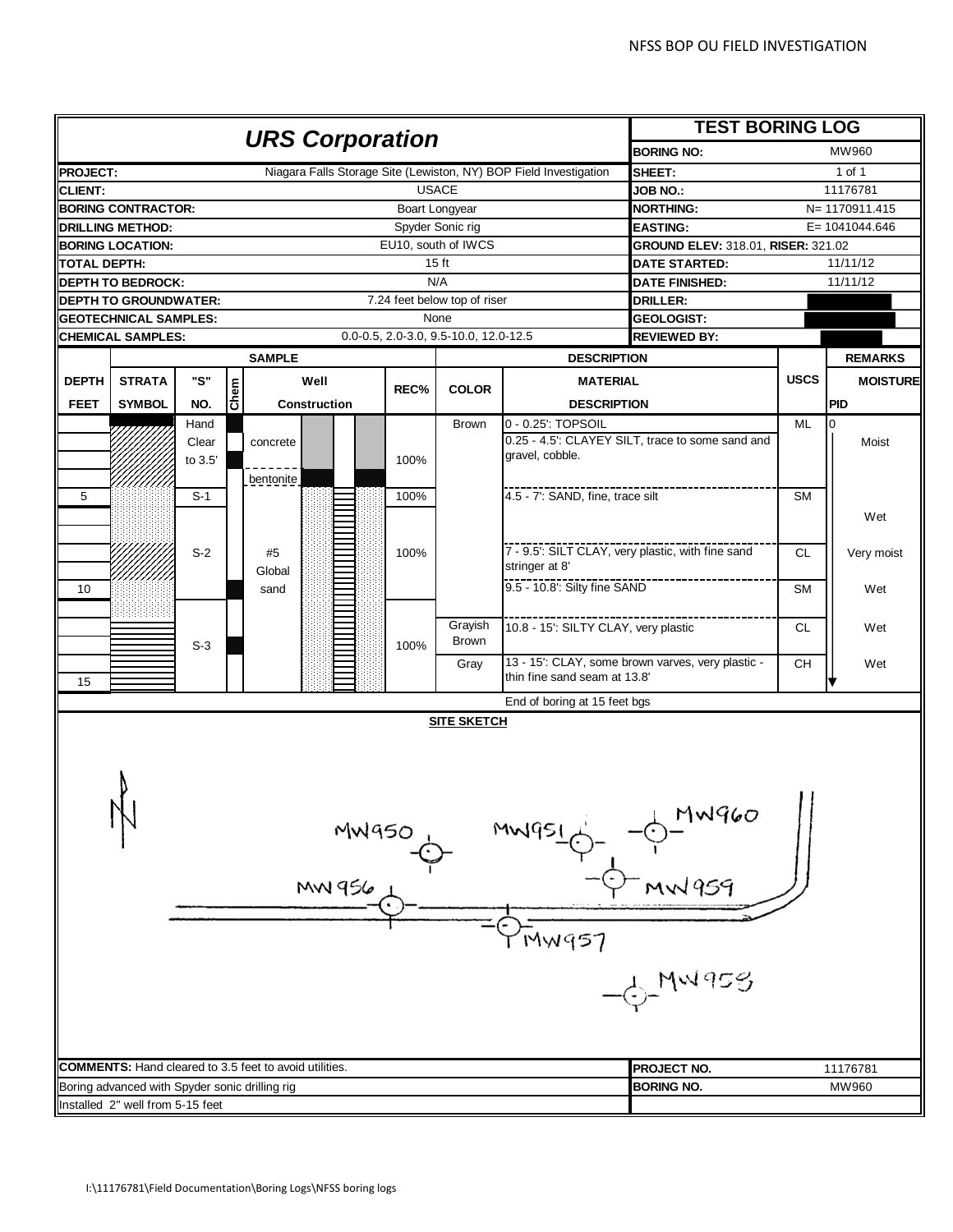# URS Corporation

## TEST BORING LOG

| | |
|---|---|
| **PROJECT:** | Niagara Falls Storage Site (Lewiston, NY) BOP Field Investigation |
| **CLIENT:** | USACE |
| **BORING CONTRACTOR:** | Boart Longyear |
| **DRILLING METHOD:** | Spyder Sonic rig |
| **BORING LOCATION:** | EU10, south of IWCS |
| **TOTAL DEPTH:** | 15 ft |
| **DEPTH TO BEDROCK:** | N/A |
| **DEPTH TO GROUNDWATER:** | 7.24 feet below top of riser |
| **GEOTECHNICAL SAMPLES:** | None |
| **CHEMICAL SAMPLES:** | 0.0-0.5, 2.0-3.0, 9.5-10.0, 12.0-12.5 |

| | |
|---|---|
| **BORING NO:** | MW960 |
| **SHEET:** | 1 of 1 |
| **JOB NO.:** | 11176781 |
| **NORTHING:** | N= 1170911.415 |
| **EASTING:** | E= 1041044.646 |
| **GROUND ELEV:** 318.01, **RISER:** 321.02 | |
| **DATE STARTED:** | 11/11/12 |
| **DATE FINISHED:** | 11/11/12 |
| **DRILLER:** | |
| **GEOLOGIST:** | |
| **REVIEWED BY:** | |

| DEPTH FEET | "S" NO. | Chem | Well Construction | REC% | COLOR | MATERIAL DESCRIPTION | USCS | PID | MOISTURE |
|---|---|---|---|---|---|---|---|---|---|
| | Hand Clear to 3.5' | | concrete / bentonite | 100% | Brown | 0 - 0.25': TOPSOIL | ML | 0 | |
| | | | | | | 0.25 - 4.5': CLAYEY SILT, trace to some sand and gravel, cobble. | | | Moist |
| 5 | S-1 | | | 100% | | 4.5 - 7': SAND, fine, trace silt | SM | | Wet |
| | S-2 | | #5 Global sand | 100% | | 7 - 9.5': SILT CLAY, very plastic, with fine sand stringer at 8' | CL | | Very moist |
| 10 | | | | | | 9.5 - 10.8': Silty fine SAND | SM | | Wet |
| | S-3 | | | 100% | Grayish Brown | 10.8 - 15': SILTY CLAY, very plastic | CL | | Wet |
| 15 | | | | | Gray | 13 - 15': CLAY, some brown varves, very plastic - thin fine sand seam at 13.8' | CH | | Wet |

End of boring at 15 feet bgs

**SITE SKETCH**

N
MW950
MW951
MW960
MW956
MW959
MW957
MW958

**COMMENTS:** Hand cleared to 3.5 feet to avoid utilities.
Boring advanced with Spyder sonic drilling rig
Installed 2" well from 5-15 feet

**PROJECT NO.** 11176781
**BORING NO.** MW960

I:\11176781\Field Documentation\Boring Logs\NFSS boring logs